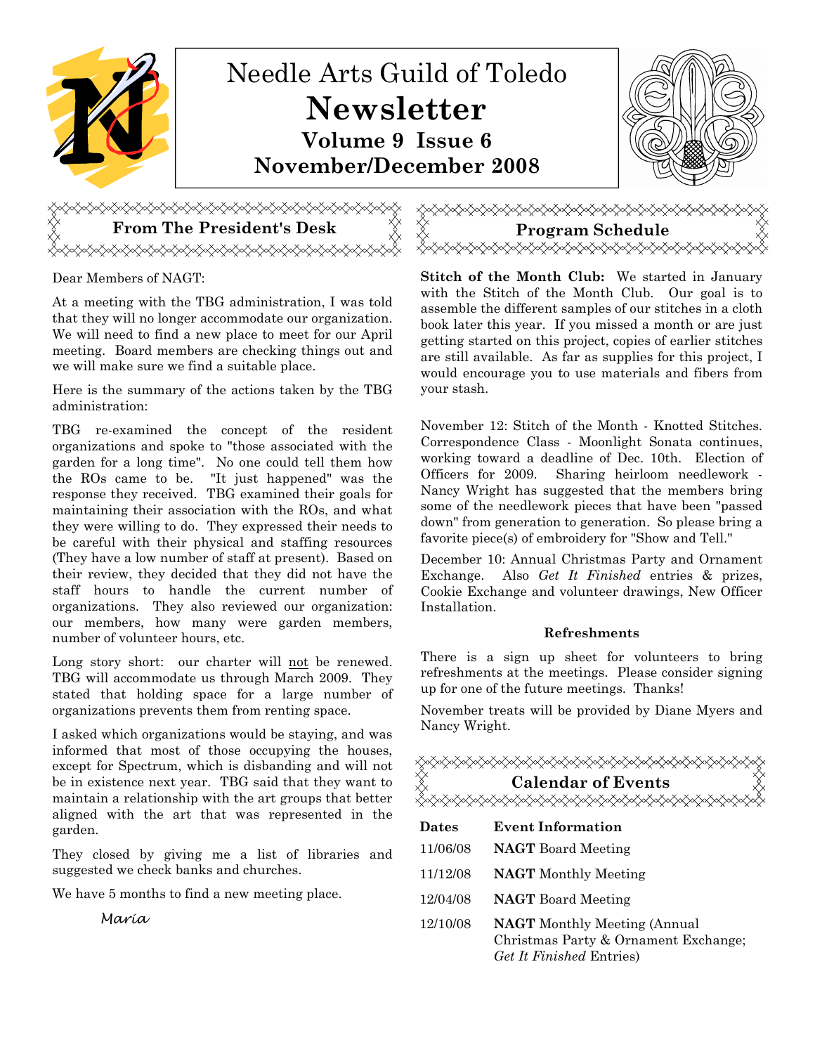# Needle Arts Guild of Toledo

# Newsletter

## Volume 9 Issue 6

## November/December 2008

## From The President's Desk

Dear Members of NAGT:

At a meeting with the TBG administration, I was told that they will no longer accommodate our organization. We will need to find a new place to meet for our April meeting. Board members are checking things out and we will make sure we find a suitable place.

Here is the summary of the actions taken by the TBG administration:

TBG re-examined the concept of the resident organizations and spoke to "those associated with the garden for a long time". No one could tell them how the ROs came to be. "It just happened" was the response they received. TBG examined their goals for maintaining their association with the ROs, and what they were willing to do. They expressed their needs to be careful with their physical and staffing resources (They have a low number of staff at present). Based on their review, they decided that they did not have the staff hours to handle the current number of organizations. They also reviewed our organization: our members, how many were garden members, number of volunteer hours, etc.

Long story short: our charter will not be renewed. TBG will accommodate us through March 2009. They stated that holding space for a large number of organizations prevents them from renting space.

I asked which organizations would be staying, and was informed that most of those occupying the houses, except for Spectrum, which is disbanding and will not be in existence next year. TBG said that they want to maintain a relationship with the art groups that better aligned with the art that was represented in the garden.

They closed by giving me a list of libraries and suggested we check banks and churches.

We have 5 months to find a new meeting place.

*Maria*

## Program Schedule

**Stitch of the Month Club:** We started in January with the Stitch of the Month Club. Our goal is to assemble the different samples of our stitches in a cloth book later this year. If you missed a month or are just getting started on this project, copies of earlier stitches are still available. As far as supplies for this project, I would encourage you to use materials and fibers from your stash.

November 12: Stitch of the Month - Knotted Stitches. Correspondence Class - Moonlight Sonata continues, working toward a deadline of Dec. 10th. Election of Officers for 2009. Sharing heirloom needlework - Nancy Wright has suggested that the members bring some of the needlework pieces that have been "passed down" from generation to generation. So please bring a favorite piece(s) of embroidery for "Show and Tell."

December 10: Annual Christmas Party and Ornament Exchange. Also *Get It Finished* entries & prizes, Cookie Exchange and volunteer drawings, New Officer Installation.

### Refreshments

There is a sign up sheet for volunteers to bring refreshments at the meetings. Please consider signing up for one of the future meetings. Thanks!

November treats will be provided by Diane Myers and Nancy Wright.

## Calendar of Events

| Dates | Event Information |
|---|---|
| 11/06/08 | **NAGT** Board Meeting |
| 11/12/08 | **NAGT** Monthly Meeting |
| 12/04/08 | **NAGT** Board Meeting |
| 12/10/08 | **NAGT** Monthly Meeting (Annual Christmas Party & Ornament Exchange; *Get It Finished* Entries) |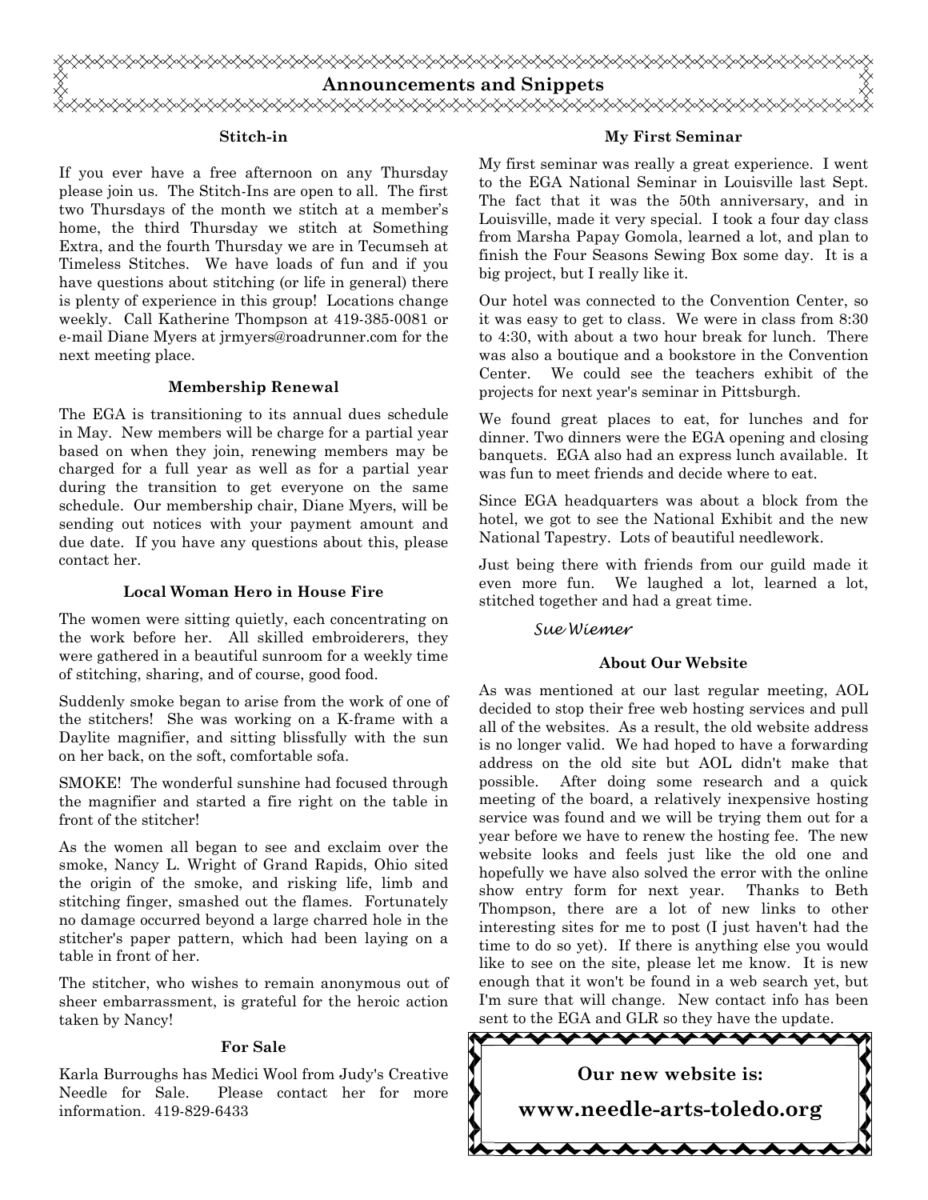## Announcements and Snippets

### Stitch-in

If you ever have a free afternoon on any Thursday please join us. The Stitch-Ins are open to all. The first two Thursdays of the month we stitch at a member's home, the third Thursday we stitch at Something Extra, and the fourth Thursday we are in Tecumseh at Timeless Stitches. We have loads of fun and if you have questions about stitching (or life in general) there is plenty of experience in this group! Locations change weekly. Call Katherine Thompson at 419-385-0081 or e-mail Diane Myers at jrmyers@roadrunner.com for the next meeting place.

### Membership Renewal

The EGA is transitioning to its annual dues schedule in May. New members will be charge for a partial year based on when they join, renewing members may be charged for a full year as well as for a partial year during the transition to get everyone on the same schedule. Our membership chair, Diane Myers, will be sending out notices with your payment amount and due date. If you have any questions about this, please contact her.

### Local Woman Hero in House Fire

The women were sitting quietly, each concentrating on the work before her. All skilled embroiderers, they were gathered in a beautiful sunroom for a weekly time of stitching, sharing, and of course, good food.

Suddenly smoke began to arise from the work of one of the stitchers! She was working on a K-frame with a Daylite magnifier, and sitting blissfully with the sun on her back, on the soft, comfortable sofa.

SMOKE! The wonderful sunshine had focused through the magnifier and started a fire right on the table in front of the stitcher!

As the women all began to see and exclaim over the smoke, Nancy L. Wright of Grand Rapids, Ohio sited the origin of the smoke, and risking life, limb and stitching finger, smashed out the flames. Fortunately no damage occurred beyond a large charred hole in the stitcher's paper pattern, which had been laying on a table in front of her.

The stitcher, who wishes to remain anonymous out of sheer embarrassment, is grateful for the heroic action taken by Nancy!

### For Sale

Karla Burroughs has Medici Wool from Judy's Creative Needle for Sale. Please contact her for more information. 419-829-6433

### My First Seminar

My first seminar was really a great experience. I went to the EGA National Seminar in Louisville last Sept. The fact that it was the 50th anniversary, and in Louisville, made it very special. I took a four day class from Marsha Papay Gomola, learned a lot, and plan to finish the Four Seasons Sewing Box some day. It is a big project, but I really like it.

Our hotel was connected to the Convention Center, so it was easy to get to class. We were in class from 8:30 to 4:30, with about a two hour break for lunch. There was also a boutique and a bookstore in the Convention Center. We could see the teachers exhibit of the projects for next year's seminar in Pittsburgh.

We found great places to eat, for lunches and for dinner. Two dinners were the EGA opening and closing banquets. EGA also had an express lunch available. It was fun to meet friends and decide where to eat.

Since EGA headquarters was about a block from the hotel, we got to see the National Exhibit and the new National Tapestry. Lots of beautiful needlework.

Just being there with friends from our guild made it even more fun. We laughed a lot, learned a lot, stitched together and had a great time.

*Sue Wiemer*

### About Our Website

As was mentioned at our last regular meeting, AOL decided to stop their free web hosting services and pull all of the websites. As a result, the old website address is no longer valid. We had hoped to have a forwarding address on the old site but AOL didn't make that possible. After doing some research and a quick meeting of the board, a relatively inexpensive hosting service was found and we will be trying them out for a year before we have to renew the hosting fee. The new website looks and feels just like the old one and hopefully we have also solved the error with the online show entry form for next year. Thanks to Beth Thompson, there are a lot of new links to other interesting sites for me to post (I just haven't had the time to do so yet). If there is anything else you would like to see on the site, please let me know. It is new enough that it won't be found in a web search yet, but I'm sure that will change. New contact info has been sent to the EGA and GLR so they have the update.

**Our new website is:**

**www.needle-arts-toledo.org**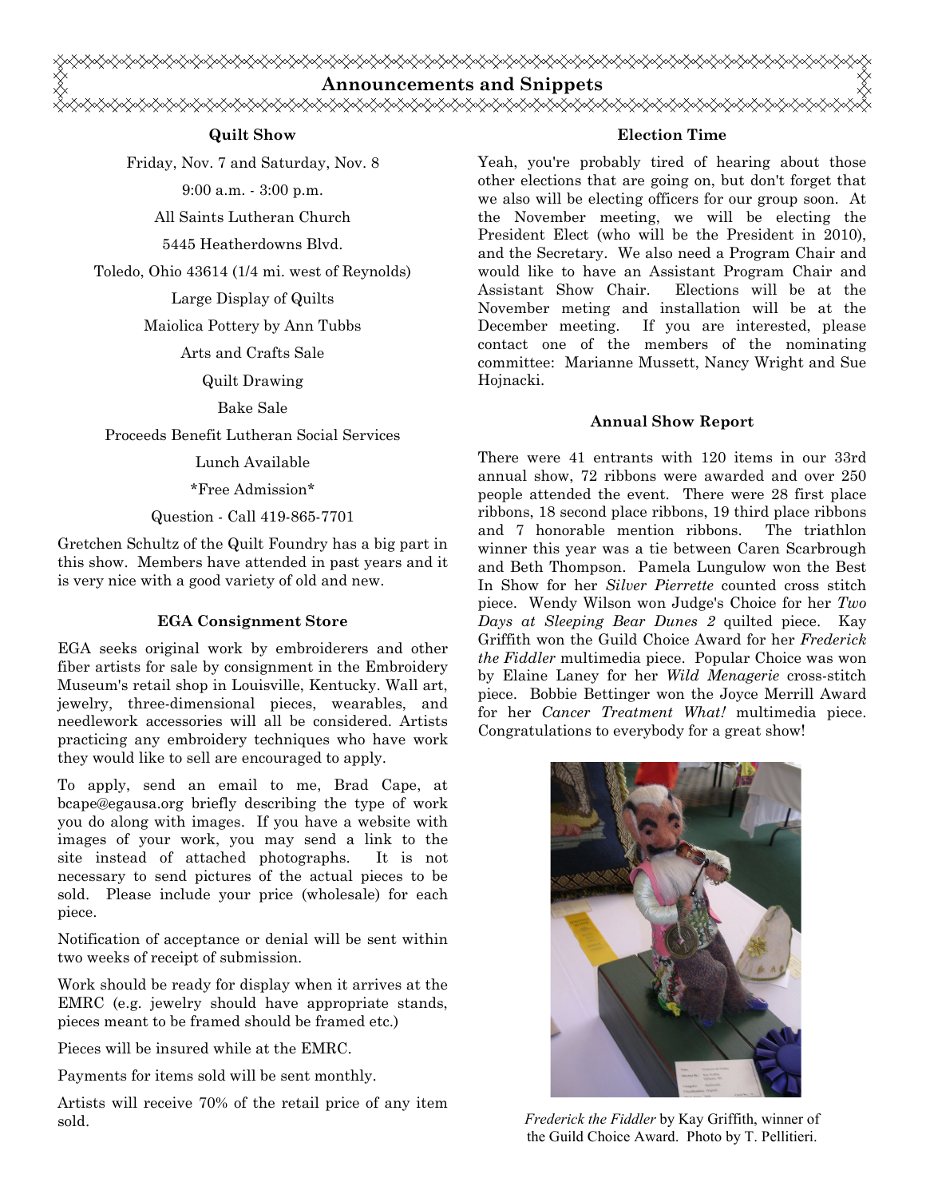# Announcements and Snippets

### Quilt Show

Friday, Nov. 7 and Saturday, Nov. 8

9:00 a.m. - 3:00 p.m.

All Saints Lutheran Church

5445 Heatherdowns Blvd.

Toledo, Ohio 43614 (1/4 mi. west of Reynolds)

Large Display of Quilts

Maiolica Pottery by Ann Tubbs

Arts and Crafts Sale

Quilt Drawing

Bake Sale

Proceeds Benefit Lutheran Social Services

Lunch Available

*Free Admission*

Question - Call 419-865-7701

Gretchen Schultz of the Quilt Foundry has a big part in this show. Members have attended in past years and it is very nice with a good variety of old and new.

### EGA Consignment Store

EGA seeks original work by embroiderers and other fiber artists for sale by consignment in the Embroidery Museum's retail shop in Louisville, Kentucky. Wall art, jewelry, three-dimensional pieces, wearables, and needlework accessories will all be considered. Artists practicing any embroidery techniques who have work they would like to sell are encouraged to apply.

To apply, send an email to me, Brad Cape, at bcape@egausa.org briefly describing the type of work you do along with images. If you have a website with images of your work, you may send a link to the site instead of attached photographs. It is not necessary to send pictures of the actual pieces to be sold. Please include your price (wholesale) for each piece.

Notification of acceptance or denial will be sent within two weeks of receipt of submission.

Work should be ready for display when it arrives at the EMRC (e.g. jewelry should have appropriate stands, pieces meant to be framed should be framed etc.)

Pieces will be insured while at the EMRC.

Payments for items sold will be sent monthly.

Artists will receive 70% of the retail price of any item sold.

### Election Time

Yeah, you're probably tired of hearing about those other elections that are going on, but don't forget that we also will be electing officers for our group soon. At the November meeting, we will be electing the President Elect (who will be the President in 2010), and the Secretary. We also need a Program Chair and would like to have an Assistant Program Chair and Assistant Show Chair. Elections will be at the November meting and installation will be at the December meeting. If you are interested, please contact one of the members of the nominating committee: Marianne Mussett, Nancy Wright and Sue Hojnacki.

### Annual Show Report

There were 41 entrants with 120 items in our 33rd annual show, 72 ribbons were awarded and over 250 people attended the event. There were 28 first place ribbons, 18 second place ribbons, 19 third place ribbons and 7 honorable mention ribbons. The triathlon winner this year was a tie between Caren Scarbrough and Beth Thompson. Pamela Lungulow won the Best In Show for her *Silver Pierrette* counted cross stitch piece. Wendy Wilson won Judge's Choice for her *Two Days at Sleeping Bear Dunes 2* quilted piece. Kay Griffith won the Guild Choice Award for her *Frederick the Fiddler* multimedia piece. Popular Choice was won by Elaine Laney for her *Wild Menagerie* cross-stitch piece. Bobbie Bettinger won the Joyce Merrill Award for her *Cancer Treatment What!* multimedia piece. Congratulations to everybody for a great show!

*Frederick the Fiddler* by Kay Griffith, winner of the Guild Choice Award. Photo by T. Pellitieri.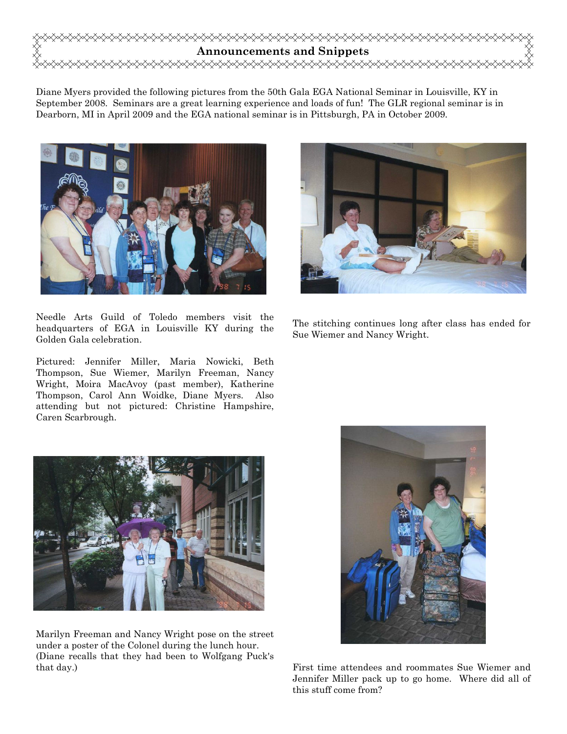## Announcements and Snippets

Diane Myers provided the following pictures from the 50th Gala EGA National Seminar in Louisville, KY in September 2008. Seminars are a great learning experience and loads of fun! The GLR regional seminar is in Dearborn, MI in April 2009 and the EGA national seminar is in Pittsburgh, PA in October 2009.

Needle Arts Guild of Toledo members visit the headquarters of EGA in Louisville KY during the Golden Gala celebration.

Pictured: Jennifer Miller, Maria Nowicki, Beth Thompson, Sue Wiemer, Marilyn Freeman, Nancy Wright, Moira MacAvoy (past member), Katherine Thompson, Carol Ann Woidke, Diane Myers. Also attending but not pictured: Christine Hampshire, Caren Scarbrough.

The stitching continues long after class has ended for Sue Wiemer and Nancy Wright.

Marilyn Freeman and Nancy Wright pose on the street under a poster of the Colonel during the lunch hour. (Diane recalls that they had been to Wolfgang Puck's that day.)

First time attendees and roommates Sue Wiemer and Jennifer Miller pack up to go home. Where did all of this stuff come from?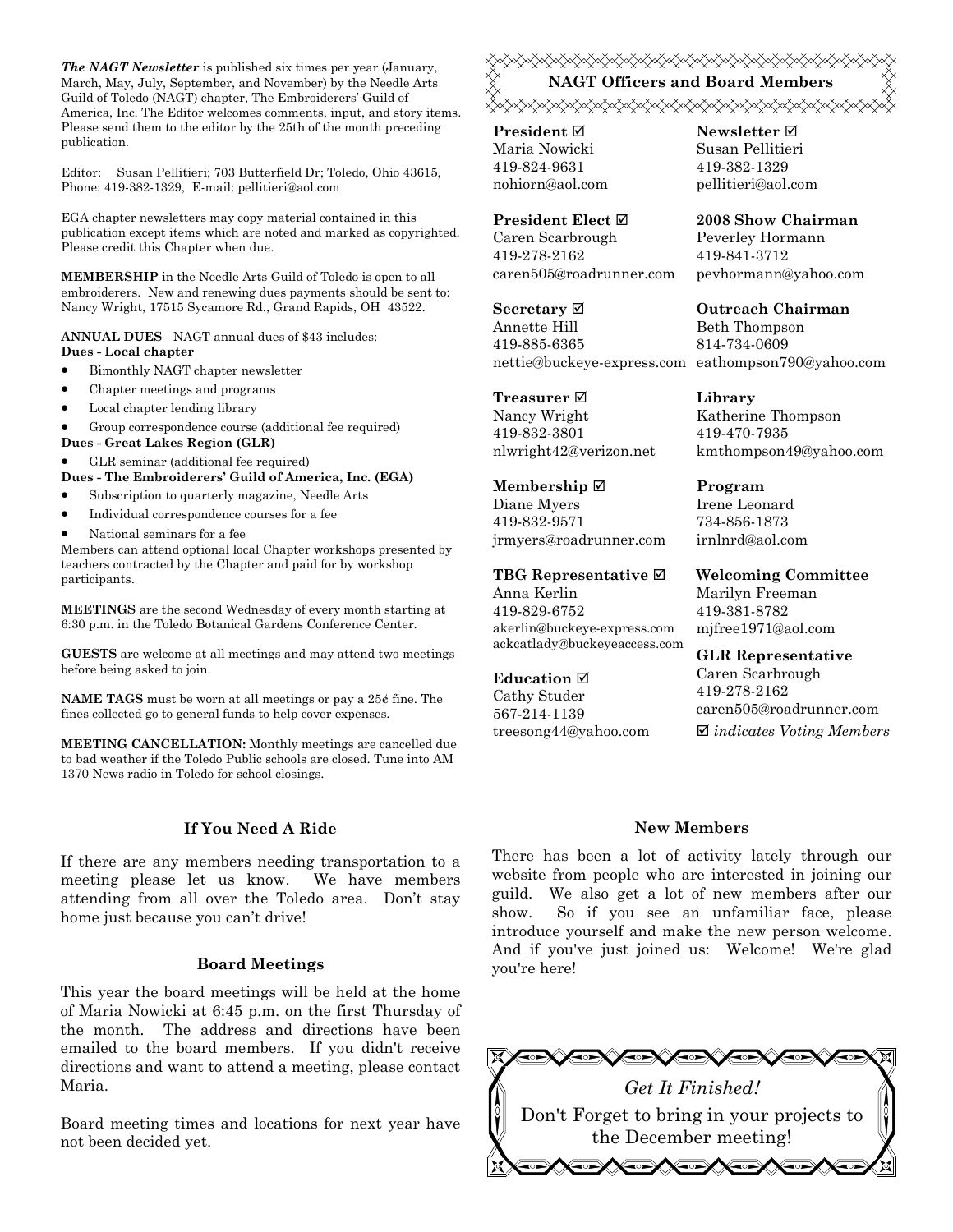***The NAGT Newsletter*** is published six times per year (January, March, May, July, September, and November) by the Needle Arts Guild of Toledo (NAGT) chapter, The Embroiderers' Guild of America, Inc. The Editor welcomes comments, input, and story items. Please send them to the editor by the 25th of the month preceding publication.

Editor: Susan Pellitieri; 703 Butterfield Dr; Toledo, Ohio 43615, Phone: 419-382-1329, E-mail: pellitieri@aol.com

EGA chapter newsletters may copy material contained in this publication except items which are noted and marked as copyrighted. Please credit this Chapter when due.

**MEMBERSHIP** in the Needle Arts Guild of Toledo is open to all embroiderers. New and renewing dues payments should be sent to: Nancy Wright, 17515 Sycamore Rd., Grand Rapids, OH 43522.

**ANNUAL DUES** - NAGT annual dues of $43 includes:

**Dues - Local chapter**

- Bimonthly NAGT chapter newsletter
- Chapter meetings and programs
- Local chapter lending library
- Group correspondence course (additional fee required)

**Dues - Great Lakes Region (GLR)**

- GLR seminar (additional fee required)

**Dues - The Embroiderers' Guild of America, Inc. (EGA)**

- Subscription to quarterly magazine, Needle Arts
- Individual correspondence courses for a fee
- National seminars for a fee

Members can attend optional local Chapter workshops presented by teachers contracted by the Chapter and paid for by workshop participants.

**MEETINGS** are the second Wednesday of every month starting at 6:30 p.m. in the Toledo Botanical Gardens Conference Center.

**GUESTS** are welcome at all meetings and may attend two meetings before being asked to join.

**NAME TAGS** must be worn at all meetings or pay a 25¢ fine. The fines collected go to general funds to help cover expenses.

**MEETING CANCELLATION:** Monthly meetings are cancelled due to bad weather if the Toledo Public schools are closed. Tune into AM 1370 News radio in Toledo for school closings.

## NAGT Officers and Board Members

**President** ☑
Maria Nowicki
419-824-9631
nohiorn@aol.com

**President Elect** ☑
Caren Scarbrough
419-278-2162
caren505@roadrunner.com

**Secretary** ☑
Annette Hill
419-885-6365
nettie@buckeye-express.com

**Treasurer** ☑
Nancy Wright
419-832-3801
nlwright42@verizon.net

**Membership** ☑
Diane Myers
419-832-9571
jrmyers@roadrunner.com

**TBG Representative** ☑
Anna Kerlin
419-829-6752
akerlin@buckeye-express.com
ackcatlady@buckeyeaccess.com

**Education** ☑
Cathy Studer
567-214-1139
treesong44@yahoo.com

**Newsletter** ☑
Susan Pellitieri
419-382-1329
pellitieri@aol.com

**2008 Show Chairman**
Peverley Hormann
419-841-3712
pevhormann@yahoo.com

**Outreach Chairman**
Beth Thompson
814-734-0609
eathompson790@yahoo.com

**Library**
Katherine Thompson
419-470-7935
kmthompson49@yahoo.com

**Program**
Irene Leonard
734-856-1873
irnlnrd@aol.com

**Welcoming Committee**
Marilyn Freeman
419-381-8782
mjfree1971@aol.com

**GLR Representative**
Caren Scarbrough
419-278-2162
caren505@roadrunner.com

☑ *indicates Voting Members*

### If You Need A Ride

If there are any members needing transportation to a meeting please let us know. We have members attending from all over the Toledo area. Don't stay home just because you can't drive!

### Board Meetings

This year the board meetings will be held at the home of Maria Nowicki at 6:45 p.m. on the first Thursday of the month. The address and directions have been emailed to the board members. If you didn't receive directions and want to attend a meeting, please contact Maria.

Board meeting times and locations for next year have not been decided yet.

### New Members

There has been a lot of activity lately through our website from people who are interested in joining our guild. We also get a lot of new members after our show. So if you see an unfamiliar face, please introduce yourself and make the new person welcome. And if you've just joined us: Welcome! We're glad you're here!

*Get It Finished!*

Don't Forget to bring in your projects to the December meeting!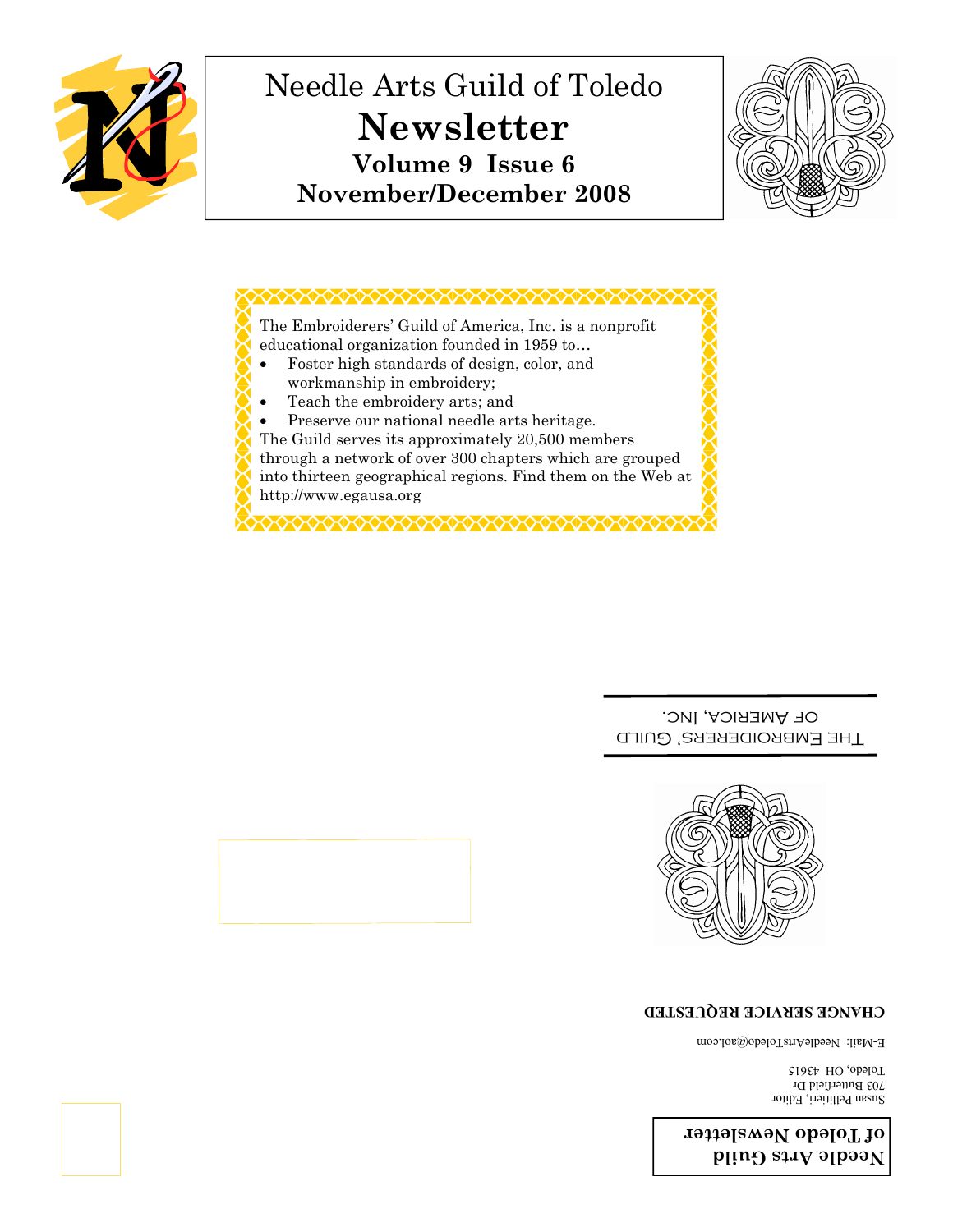# Needle Arts Guild of Toledo

# Newsletter

### Volume 9 Issue 6

### November/December 2008

The Embroiderers' Guild of America, Inc. is a nonprofit educational organization founded in 1959 to…

- Foster high standards of design, color, and workmanship in embroidery;
- Teach the embroidery arts; and
- Preserve our national needle arts heritage.

The Guild serves its approximately 20,500 members through a network of over 300 chapters which are grouped into thirteen geographical regions. Find them on the Web at http://www.egausa.org

THE EMBROIDERERS' GUILD OF AMERICA, INC.

**CHANGE SERVICE REQUESTED**

E-Mail: NeedleArtsToledo@aol.com

Toledo, OH 43615
703 Butterfield Dr
Susan Pellitieri, Editor

**Needle Arts Guild of Toledo Newsletter**